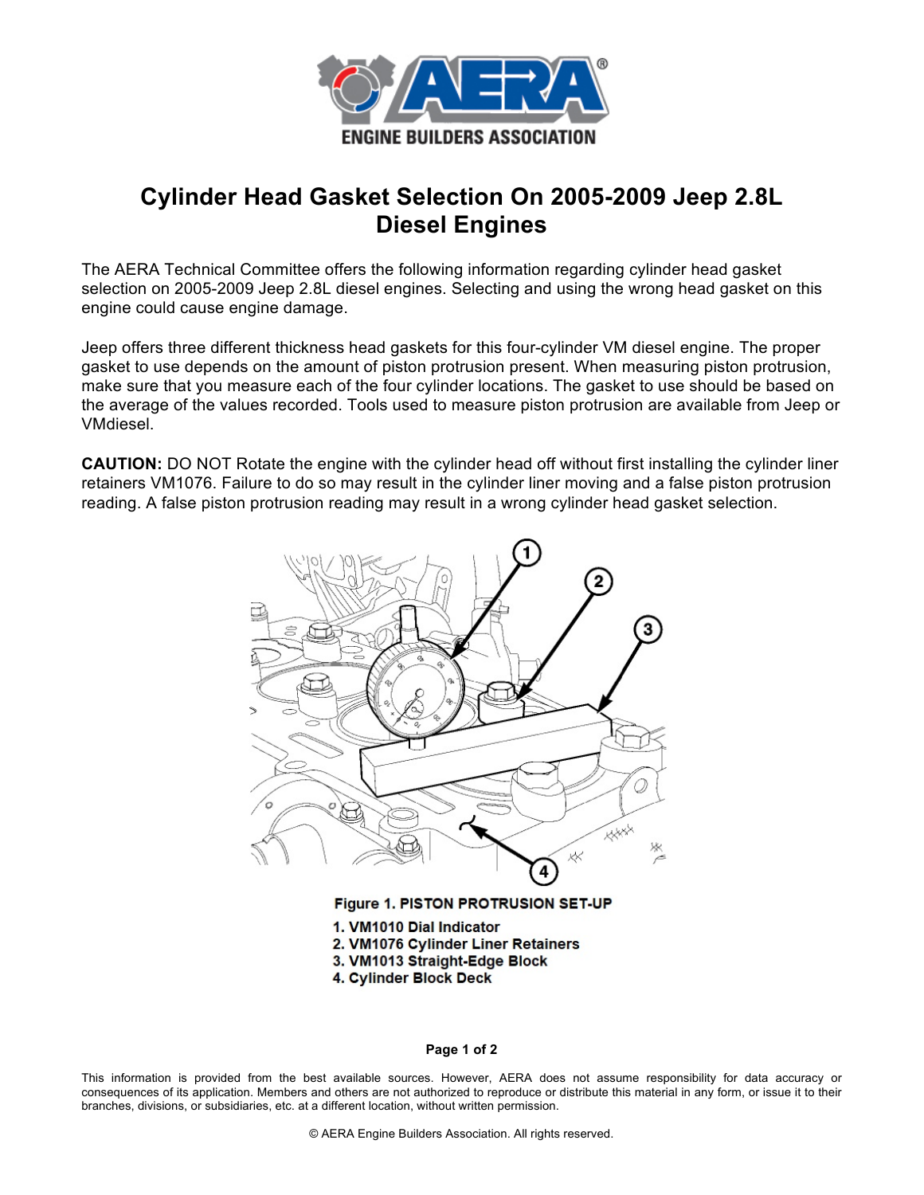# Cylinder Head Gasket Selection On 2005-2009 Jeep 2.8L Diesel Engines

The AERA Technical Committee offers the following information regarding cylinder head gasket selection on 2005-2009 Jeep 2.8L diesel engines. Selecting and using the wrong head gasket on this engine could cause engine damage.

Jeep offers three different thickness head gaskets for this four-cylinder VM diesel engine. The proper gasket to use depends on the amount of piston protrusion present. When measuring piston protrusion, make sure that you measure each of the four cylinder locations. The gasket to use should be based on the average of the values recorded. Tools used to measure piston protrusion are available from Jeep or VMdiesel.

**CAUTION:** DO NOT Rotate the engine with the cylinder head off without first installing the cylinder liner retainers VM1076. Failure to do so may result in the cylinder liner moving and a false piston protrusion reading. A false piston protrusion reading may result in a wrong cylinder head gasket selection.

**Figure 1. PISTON PROTRUSION SET-UP**

1. VM1010 Dial Indicator
2. VM1076 Cylinder Liner Retainers
3. VM1013 Straight-Edge Block
4. Cylinder Block Deck

This information is provided from the best available sources. However, AERA does not assume responsibility for data accuracy or consequences of its application. Members and others are not authorized to reproduce or distribute this material in any form, or issue it to their branches, divisions, or subsidiaries, etc. at a different location, without written permission.

© AERA Engine Builders Association. All rights reserved.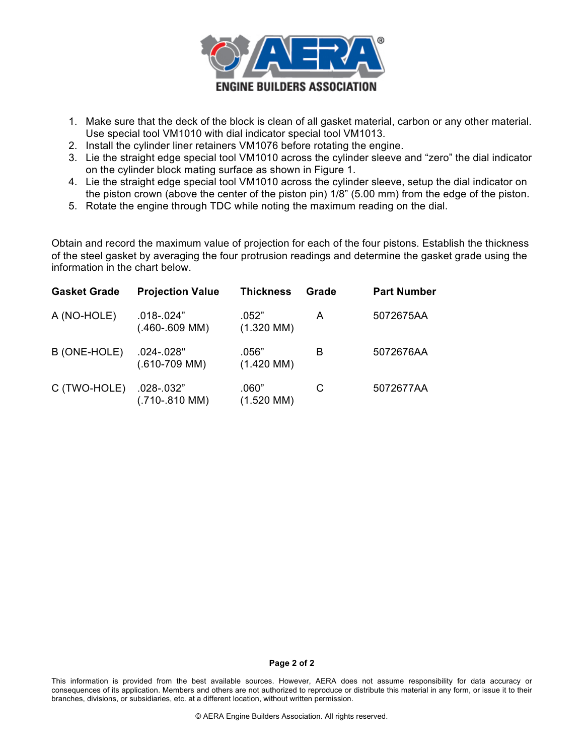1. Make sure that the deck of the block is clean of all gasket material, carbon or any other material. Use special tool VM1010 with dial indicator special tool VM1013.
2. Install the cylinder liner retainers VM1076 before rotating the engine.
3. Lie the straight edge special tool VM1010 across the cylinder sleeve and "zero" the dial indicator on the cylinder block mating surface as shown in Figure 1.
4. Lie the straight edge special tool VM1010 across the cylinder sleeve, setup the dial indicator on the piston crown (above the center of the piston pin) 1/8" (5.00 mm) from the edge of the piston.
5. Rotate the engine through TDC while noting the maximum reading on the dial.

Obtain and record the maximum value of projection for each of the four pistons. Establish the thickness of the steel gasket by averaging the four protrusion readings and determine the gasket grade using the information in the chart below.

| Gasket Grade | Projection Value | Thickness | Grade | Part Number |
|---|---|---|---|---|
| A (NO-HOLE) | .018-.024" (.460-.609 MM) | .052" (1.320 MM) | A | 5072675AA |
| B (ONE-HOLE) | .024-.028" (.610-709 MM) | .056" (1.420 MM) | B | 5072676AA |
| C (TWO-HOLE) | .028-.032" (.710-.810 MM) | .060" (1.520 MM) | C | 5072677AA |

This information is provided from the best available sources. However, AERA does not assume responsibility for data accuracy or consequences of its application. Members and others are not authorized to reproduce or distribute this material in any form, or issue it to their branches, divisions, or subsidiaries, etc. at a different location, without written permission.

© AERA Engine Builders Association. All rights reserved.